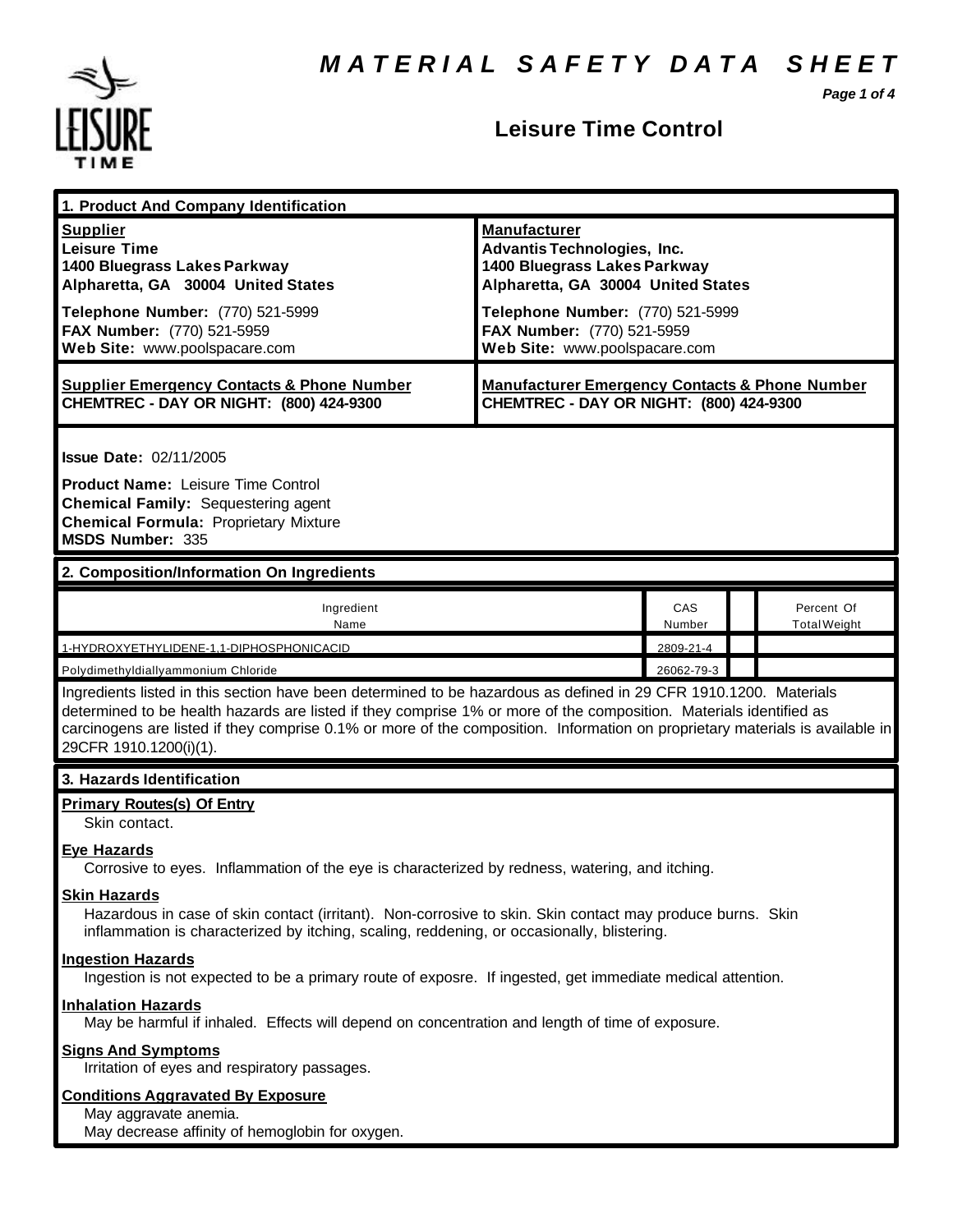# MATERIAL SAFETY DATA SHEET

## Leisure Time Control

## 1. Product And Company Identification

| Supplier | Manufacturer |
|---|---|
| **Leisure Time** | **Advantis Technologies, Inc.** |
| **1400 Bluegrass Lakes Parkway** | **1400 Bluegrass Lakes Parkway** |
| **Alpharetta, GA 30004 United States** | **Alpharetta, GA 30004 United States** |
| **Telephone Number:** (770) 521-5999 | **Telephone Number:** (770) 521-5999 |
| **FAX Number:** (770) 521-5959 | **FAX Number:** (770) 521-5959 |
| **Web Site:** www.poolspacare.com | **Web Site:** www.poolspacare.com |

| Supplier Emergency Contacts & Phone Number | Manufacturer Emergency Contacts & Phone Number |
|---|---|
| **CHEMTREC - DAY OR NIGHT: (800) 424-9300** | **CHEMTREC - DAY OR NIGHT: (800) 424-9300** |

**Issue Date:** 02/11/2005

**Product Name:** Leisure Time Control
**Chemical Family:** Sequestering agent
**Chemical Formula:** Proprietary Mixture
**MSDS Number:** 335

## 2. Composition/Information On Ingredients

| Ingredient Name | CAS Number | | Percent Of Total Weight |
|---|---|---|---|
| 1-HYDROXYETHYLIDENE-1,1-DIPHOSPHONICACID | 2809-21-4 | | |
| Polydimethyldiallyammonium Chloride | 26062-79-3 | | |

Ingredients listed in this section have been determined to be hazardous as defined in 29 CFR 1910.1200. Materials determined to be health hazards are listed if they comprise 1% or more of the composition. Materials identified as carcinogens are listed if they comprise 0.1% or more of the composition. Information on proprietary materials is available in 29CFR 1910.1200(i)(1).

## 3. Hazards Identification

**Primary Routes(s) Of Entry**
Skin contact.

**Eye Hazards**
Corrosive to eyes. Inflammation of the eye is characterized by redness, watering, and itching.

**Skin Hazards**
Hazardous in case of skin contact (irritant). Non-corrosive to skin. Skin contact may produce burns. Skin inflammation is characterized by itching, scaling, reddening, or occasionally, blistering.

**Ingestion Hazards**
Ingestion is not expected to be a primary route of exposre. If ingested, get immediate medical attention.

**Inhalation Hazards**
May be harmful if inhaled. Effects will depend on concentration and length of time of exposure.

**Signs And Symptoms**
Irritation of eyes and respiratory passages.

**Conditions Aggravated By Exposure**
May aggravate anemia.
May decrease affinity of hemoglobin for oxygen.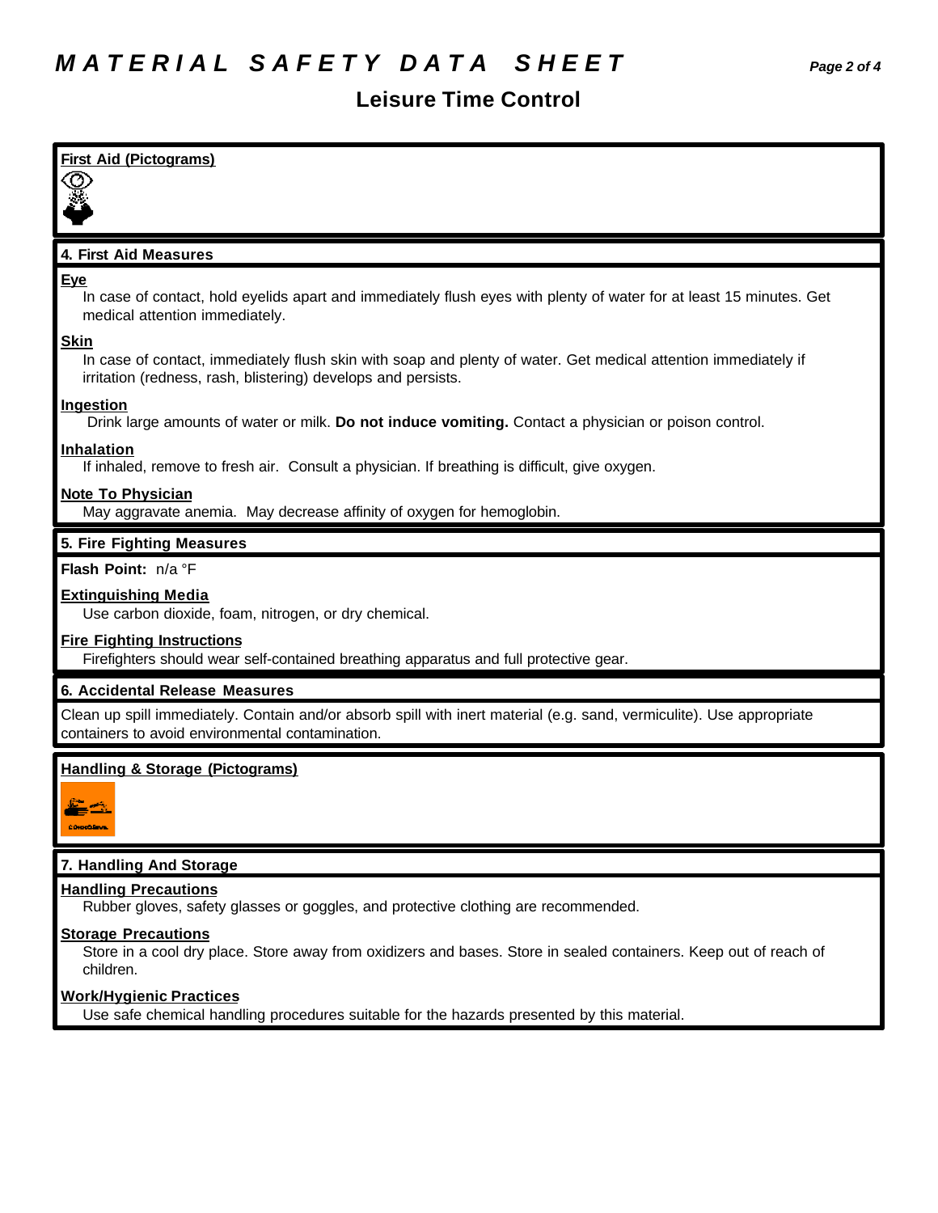# MATERIAL SAFETY DATA SHEET

## Leisure Time Control

**First Aid (Pictograms)**

### 4. First Aid Measures

**Eye**

In case of contact, hold eyelids apart and immediately flush eyes with plenty of water for at least 15 minutes. Get medical attention immediately.

**Skin**

In case of contact, immediately flush skin with soap and plenty of water. Get medical attention immediately if irritation (redness, rash, blistering) develops and persists.

**Ingestion**

Drink large amounts of water or milk. **Do not induce vomiting.** Contact a physician or poison control.

**Inhalation**

If inhaled, remove to fresh air. Consult a physician. If breathing is difficult, give oxygen.

**Note To Physician**

May aggravate anemia. May decrease affinity of oxygen for hemoglobin.

### 5. Fire Fighting Measures

**Flash Point:** n/a °F

**Extinguishing Media**

Use carbon dioxide, foam, nitrogen, or dry chemical.

**Fire Fighting Instructions**

Firefighters should wear self-contained breathing apparatus and full protective gear.

### 6. Accidental Release Measures

Clean up spill immediately. Contain and/or absorb spill with inert material (e.g. sand, vermiculite). Use appropriate containers to avoid environmental contamination.

**Handling & Storage (Pictograms)**

### 7. Handling And Storage

**Handling Precautions**

Rubber gloves, safety glasses or goggles, and protective clothing are recommended.

**Storage Precautions**

Store in a cool dry place. Store away from oxidizers and bases. Store in sealed containers. Keep out of reach of children.

**Work/Hygienic Practices**

Use safe chemical handling procedures suitable for the hazards presented by this material.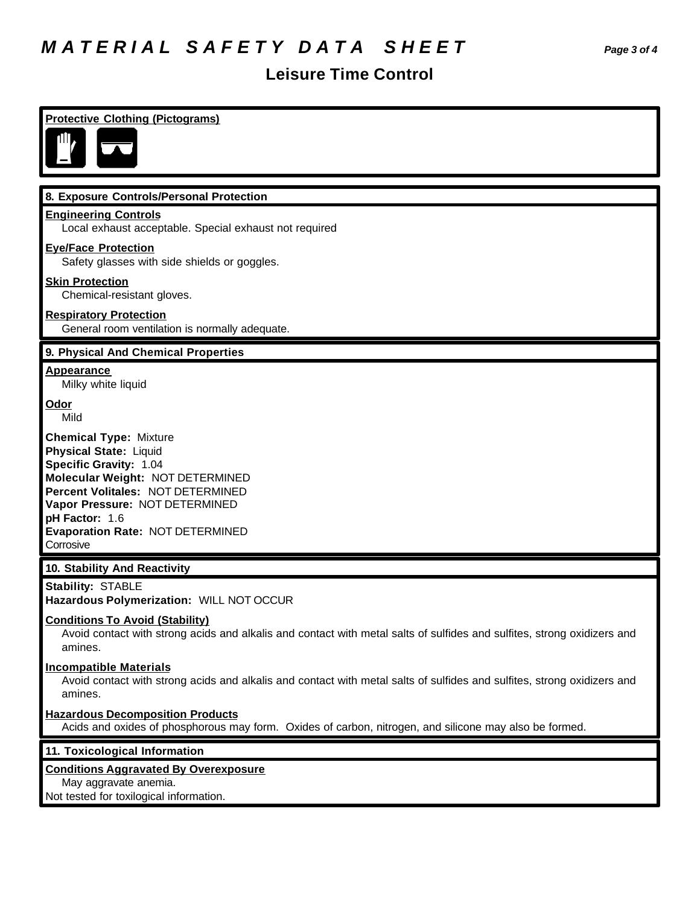# MATERIAL SAFETY DATA SHEET

## Leisure Time Control

**Protective Clothing (Pictograms)**

## 8. Exposure Controls/Personal Protection

**Engineering Controls**
Local exhaust acceptable. Special exhaust not required

**Eye/Face Protection**
Safety glasses with side shields or goggles.

**Skin Protection**
Chemical-resistant gloves.

**Respiratory Protection**
General room ventilation is normally adequate.

## 9. Physical And Chemical Properties

**Appearance**
Milky white liquid

**Odor**
Mild

**Chemical Type:** Mixture
**Physical State:** Liquid
**Specific Gravity:** 1.04
**Molecular Weight:** NOT DETERMINED
**Percent Volitales:** NOT DETERMINED
**Vapor Pressure:** NOT DETERMINED
**pH Factor:** 1.6
**Evaporation Rate:** NOT DETERMINED
Corrosive

## 10. Stability And Reactivity

**Stability:** STABLE
**Hazardous Polymerization:** WILL NOT OCCUR

**Conditions To Avoid (Stability)**
Avoid contact with strong acids and alkalis and contact with metal salts of sulfides and sulfites, strong oxidizers and amines.

**Incompatible Materials**
Avoid contact with strong acids and alkalis and contact with metal salts of sulfides and sulfites, strong oxidizers and amines.

**Hazardous Decomposition Products**
Acids and oxides of phosphorous may form. Oxides of carbon, nitrogen, and silicone may also be formed.

## 11. Toxicological Information

**Conditions Aggravated By Overexposure**
May aggravate anemia.
Not tested for toxilogical information.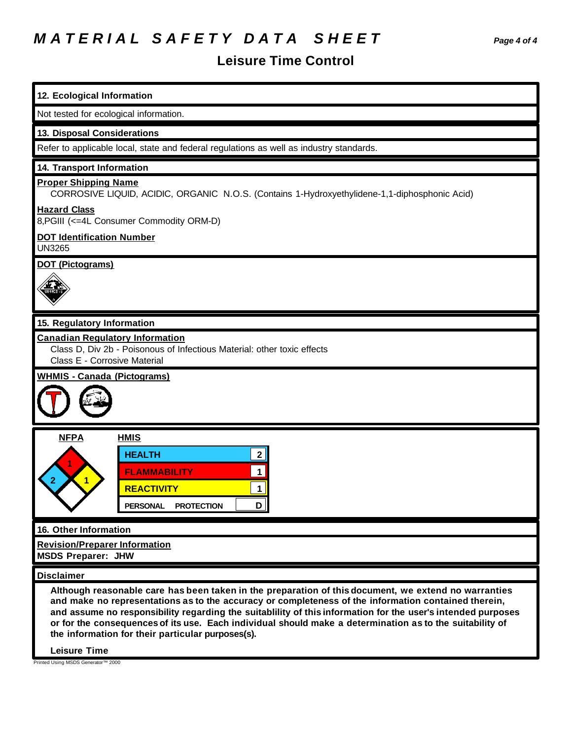# MATERIAL SAFETY DATA SHEET

## Leisure Time Control

### 12. Ecological Information

Not tested for ecological information.

### 13. Disposal Considerations

Refer to applicable local, state and federal regulations as well as industry standards.

### 14. Transport Information

**Proper Shipping Name**

CORROSIVE LIQUID, ACIDIC, ORGANIC N.O.S. (Contains 1-Hydroxyethylidene-1,1-diphosphonic Acid)

**Hazard Class**

8,PGIII (<=4L Consumer Commodity ORM-D)

**DOT Identification Number**

UN3265

**DOT (Pictograms)**

### 15. Regulatory Information

**Canadian Regulatory Information**

Class D, Div 2b - Poisonous of Infectious Material: other toxic effects
Class E - Corrosive Material

**WHMIS - Canada (Pictograms)**

**NFPA**

Health: 2, Flammability: 1, Reactivity: 1

**HMIS**

| | |
|---|---|
| HEALTH | 2 |
| FLAMMABILITY | 1 |
| REACTIVITY | 1 |
| PERSONAL PROTECTION | D |

### 16. Other Information

**Revision/Preparer Information**

**MSDS Preparer: JHW**

**Disclaimer**

**Although reasonable care has been taken in the preparation of this document, we extend no warranties and make no representations as to the accuracy or completeness of the information contained therein, and assume no responsibility regarding the suitablility of this information for the user's intended purposes or for the consequences of its use. Each individual should make a determination as to the suitability of the information for their particular purposes(s).**

**Leisure Time**

Printed Using MSDS Generator™ 2000